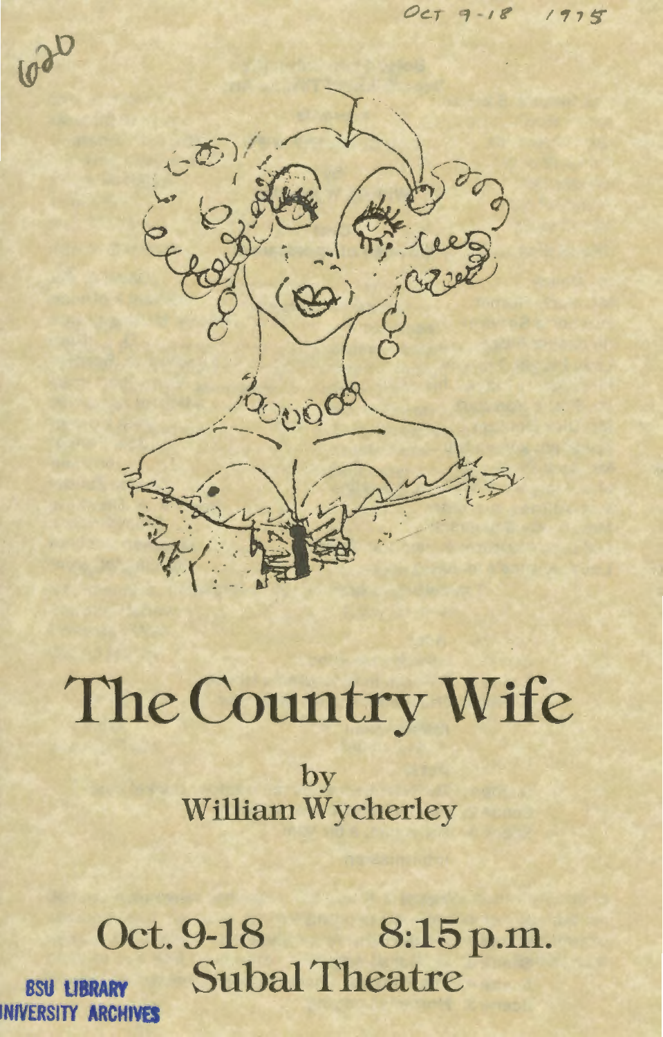OCT 9-18 1975

620

# The Country Wife

by
William Wycherley

Oct. 9-18 8:15 p.m.
Subal Theatre

BSU LIBRARY
UNIVERSITY ARCHIVES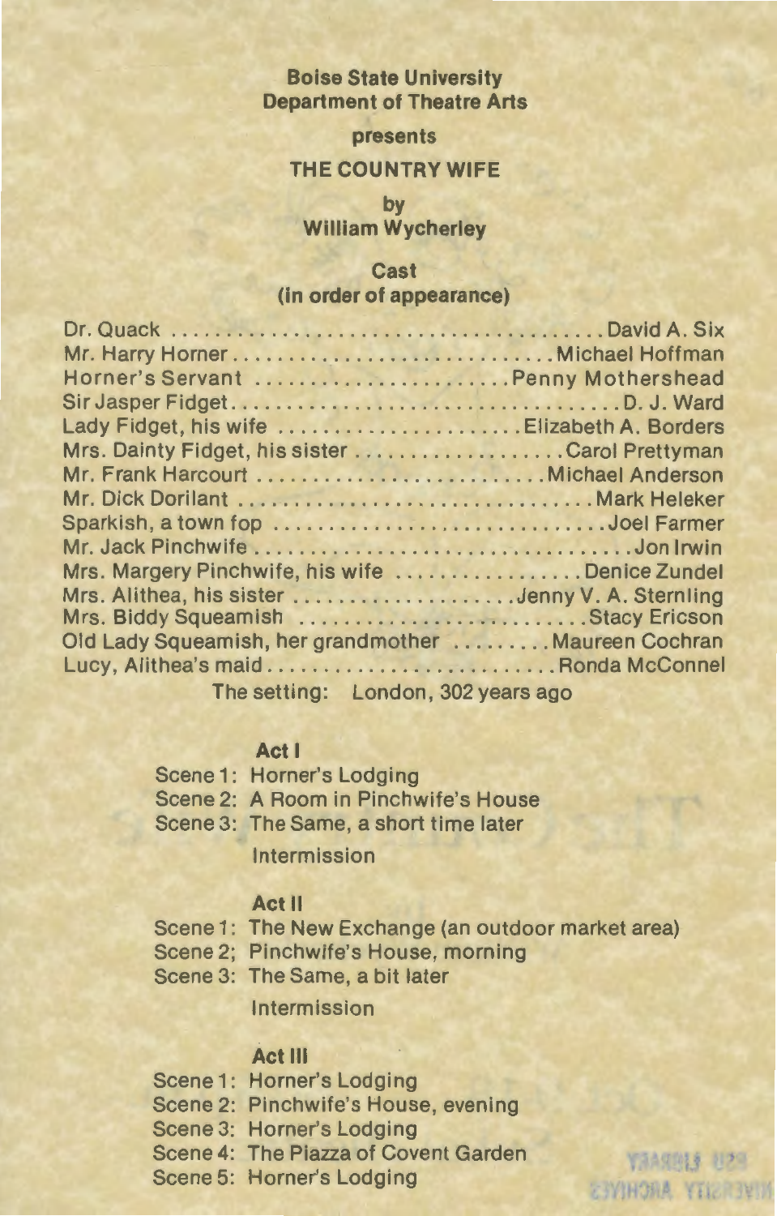**Boise State University**
**Department of Theatre Arts**

**presents**

**THE COUNTRY WIFE**

**by**
**William Wycherley**

**Cast**
**(in order of appearance)**

Dr. Quack .......................................... David A. Six
Mr. Harry Horner .............................. Michael Hoffman
Horner's Servant ......................... Penny Mothershead
Sir Jasper Fidget ....................................... D. J. Ward
Lady Fidget, his wife ...................... Elizabeth A. Borders
Mrs. Dainty Fidget, his sister ................... Carol Prettyman
Mr. Frank Harcourt ........................... Michael Anderson
Mr. Dick Dorilant ................................... Mark Heleker
Sparkish, a town fop ............................... Joel Farmer
Mr. Jack Pinchwife ..................................... Jon Irwin
Mrs. Margery Pinchwife, his wife ................. Denice Zundel
Mrs. Alithea, his sister ..................... Jenny V. A. Sternling
Mrs. Biddy Squeamish .............................. Stacy Ericson
Old Lady Squeamish, her grandmother ......... Maureen Cochran
Lucy, Alithea's maid .......................... Ronda McConnel

The setting: London, 302 years ago

**Act I**

Scene 1: Horner's Lodging
Scene 2: A Room in Pinchwife's House
Scene 3: The Same, a short time later

Intermission

**Act II**

Scene 1: The New Exchange (an outdoor market area)
Scene 2; Pinchwife's House, morning
Scene 3: The Same, a bit later

Intermission

**Act III**

Scene 1: Horner's Lodging
Scene 2: Pinchwife's House, evening
Scene 3: Horner's Lodging
Scene 4: The Piazza of Covent Garden
Scene 5: Horner's Lodging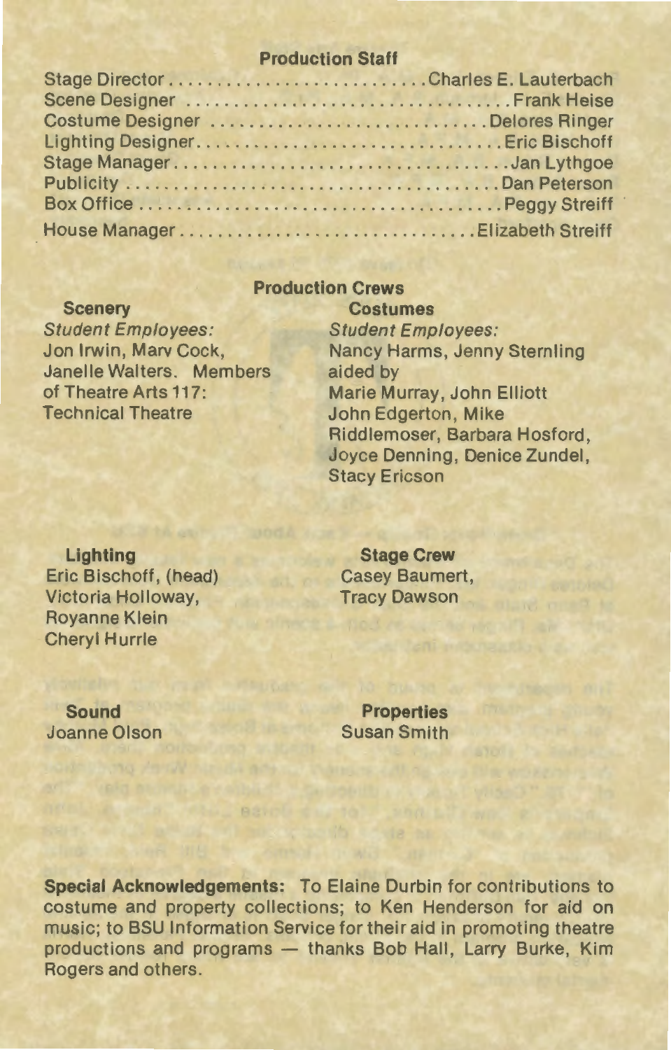## Production Staff

| | |
|---|---|
| Stage Director | Charles E. Lauterbach |
| Scene Designer | Frank Heise |
| Costume Designer | Delores Ringer |
| Lighting Designer | Eric Bischoff |
| Stage Manager | Jan Lythgoe |
| Publicity | Dan Peterson |
| Box Office | Peggy Streiff |
| House Manager | Elizabeth Streiff |

## Production Crews

### Scenery

*Student Employees:*
Jon Irwin, Marv Cock, Janelle Walters. Members of Theatre Arts 117: Technical Theatre

### Costumes

*Student Employees:*
Nancy Harms, Jenny Sternling aided by
Marie Murray, John Elliott
John Edgerton, Mike Riddlemoser, Barbara Hosford, Joyce Denning, Denice Zundel, Stacy Ericson

### Lighting

Eric Bischoff, (head)
Victoria Holloway,
Royanne Klein
Cheryl Hurrle

### Stage Crew

Casey Baumert,
Tracy Dawson

### Sound

Joanne Olson

### Properties

Susan Smith

**Special Acknowledgements:** To Elaine Durbin for contributions to costume and property collections; to Ken Henderson for aid on music; to BSU Information Service for their aid in promoting theatre productions and programs — thanks Bob Hall, Larry Burke, Kim Rogers and others.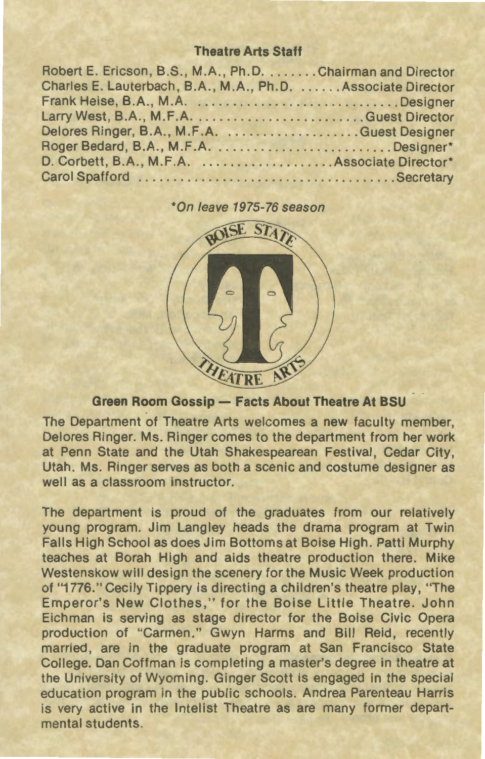## Theatre Arts Staff

Robert E. Ericson, B.S., M.A., Ph.D. ....... Chairman and Director
Charles E. Lauterbach, B.A., M.A., Ph.D. ...... Associate Director
Frank Heise, B.A., M.A. ............................ Designer
Larry West, B.A., M.F.A. ........................ Guest Director
Delores Ringer, B.A., M.F.A. ................... Guest Designer
Roger Bedard, B.A., M.F.A. ........................ Designer*
D. Corbett, B.A., M.F.A. .................. Associate Director*
Carol Spafford ...................................... Secretary

*\*On leave 1975-76 season*

## Green Room Gossip — Facts About Theatre At BSU

The Department of Theatre Arts welcomes a new faculty member, Delores Ringer. Ms. Ringer comes to the department from her work at Penn State and the Utah Shakespearean Festival, Cedar City, Utah. Ms. Ringer serves as both a scenic and costume designer as well as a classroom instructor.

The department is proud of the graduates from our relatively young program. Jim Langley heads the drama program at Twin Falls High School as does Jim Bottoms at Boise High. Patti Murphy teaches at Borah High and aids theatre production there. Mike Westenskow will design the scenery for the Music Week production of "1776." Cecily Tippery is directing a children's theatre play, "The Emperor's New Clothes," for the Boise Little Theatre. John Eichman is serving as stage director for the Boise Civic Opera production of "Carmen." Gwyn Harms and Bill Reid, recently married, are in the graduate program at San Francisco State College. Dan Coffman is completing a master's degree in theatre at the University of Wyoming. Ginger Scott is engaged in the special education program in the public schools. Andrea Parenteau Harris is very active in the Intelist Theatre as are many former departmental students.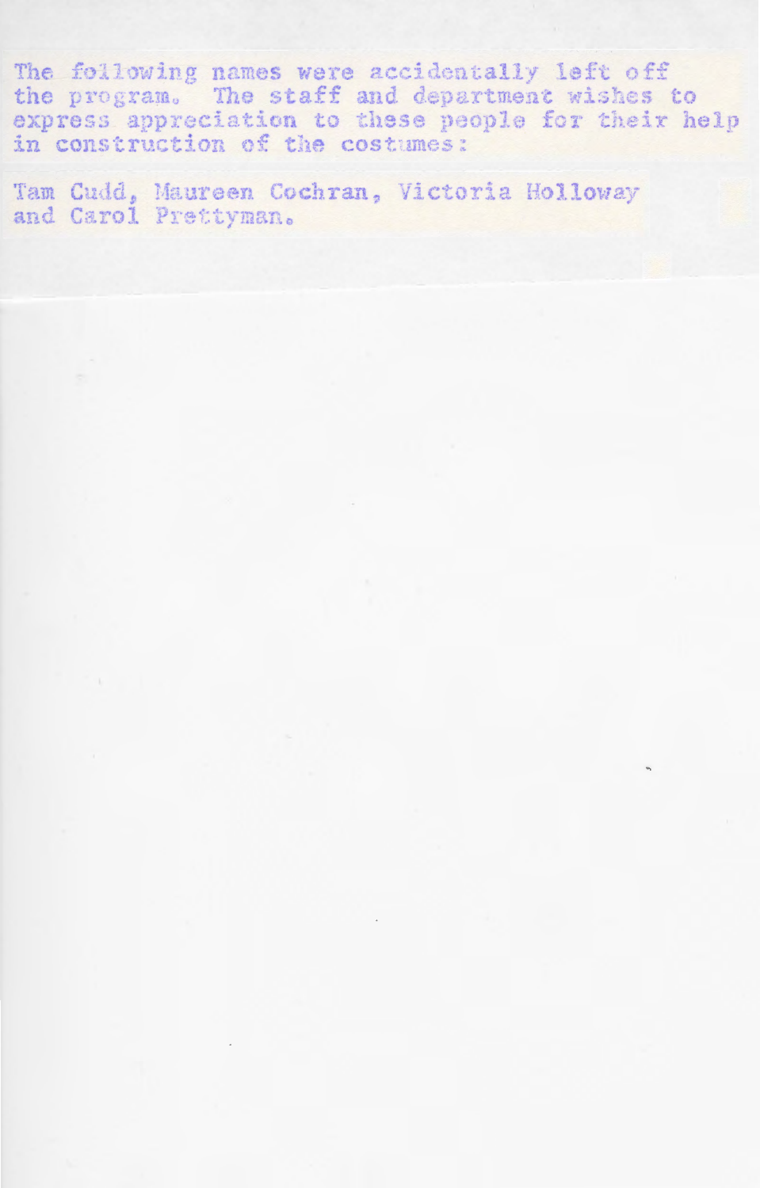The following names were accidentally left off the program. The staff and department wishes to express appreciation to these people for their help in construction of the costumes:

Tam Cudd, Maureen Cochran, Victoria Holloway and Carol Prettyman.